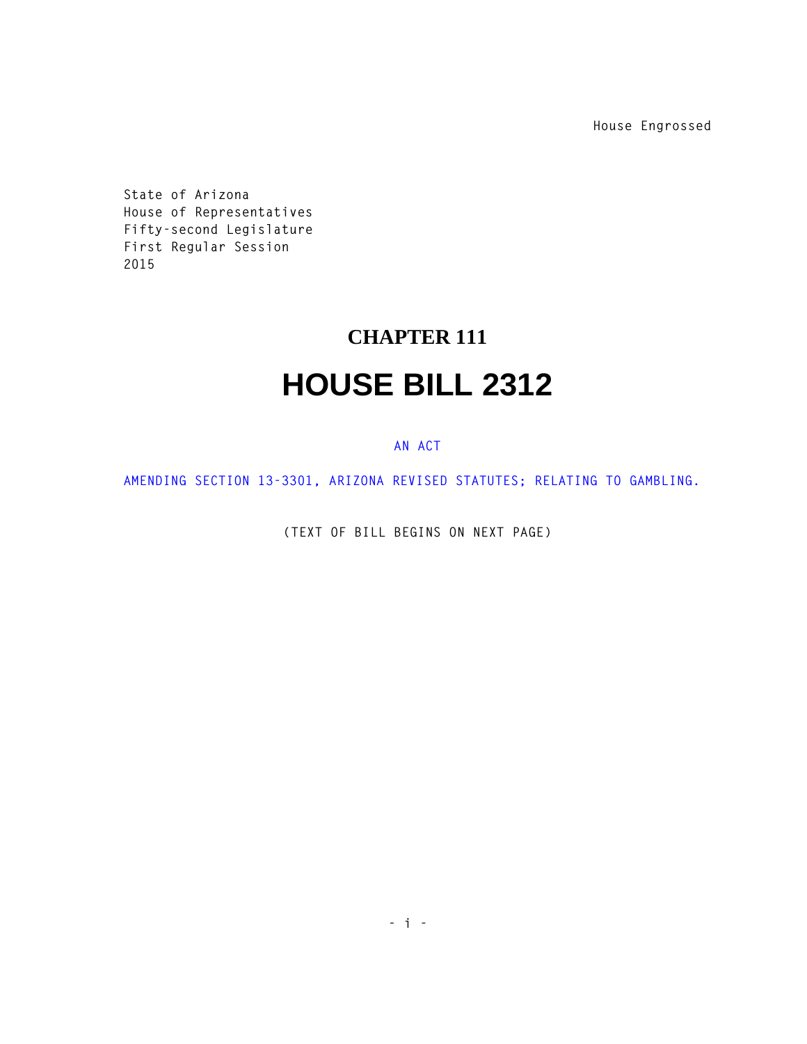House Engrossed

State of Arizona
House of Representatives
Fifty-second Legislature
First Regular Session
2015

# CHAPTER 111

# HOUSE BILL 2312

AN ACT

AMENDING SECTION 13-3301, ARIZONA REVISED STATUTES; RELATING TO GAMBLING.

(TEXT OF BILL BEGINS ON NEXT PAGE)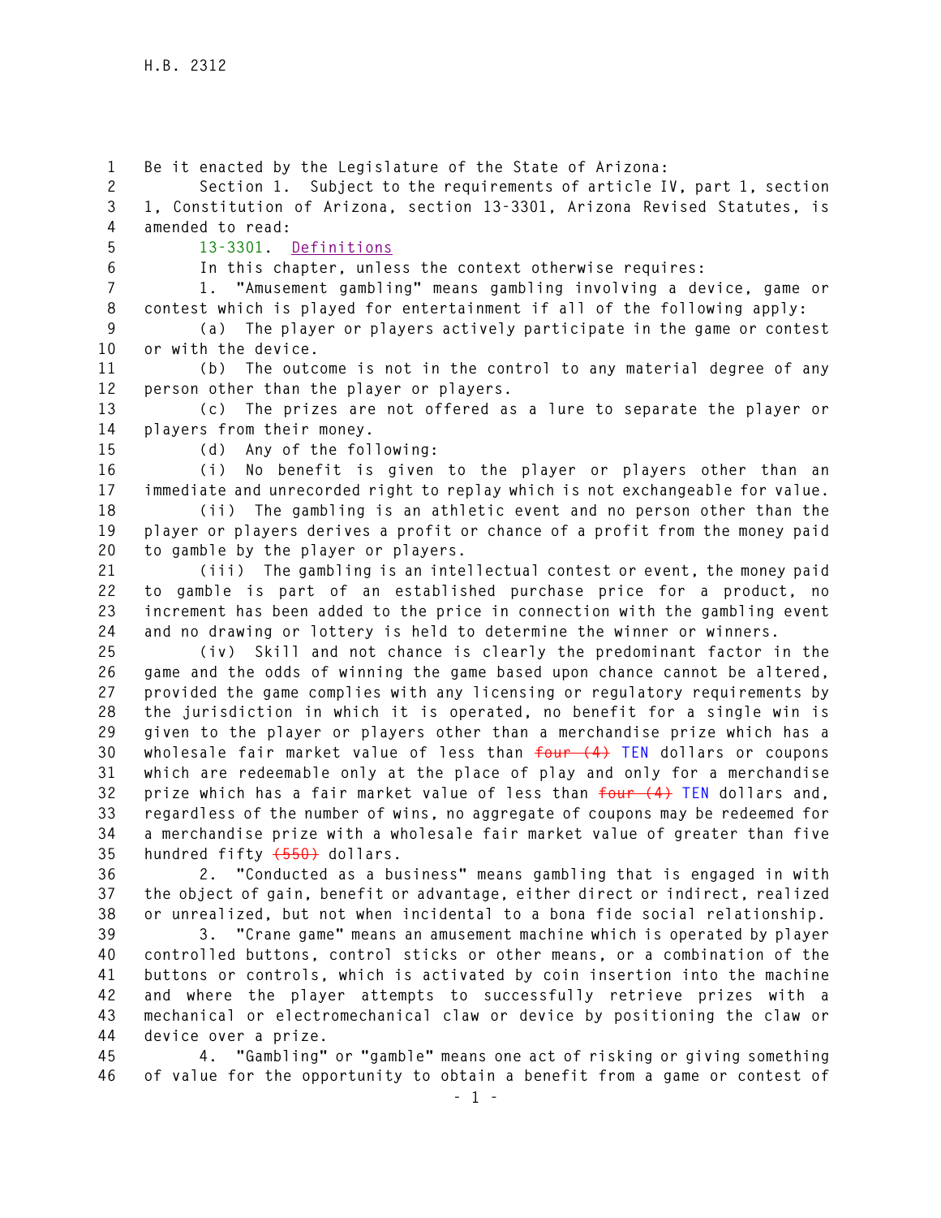Be it enacted by the Legislature of the State of Arizona:

Section 1. Subject to the requirements of article IV, part 1, section 1, Constitution of Arizona, section 13-3301, Arizona Revised Statutes, is amended to read:

13-3301. Definitions

In this chapter, unless the context otherwise requires:

1. "Amusement gambling" means gambling involving a device, game or contest which is played for entertainment if all of the following apply:

(a) The player or players actively participate in the game or contest or with the device.

(b) The outcome is not in the control to any material degree of any person other than the player or players.

(c) The prizes are not offered as a lure to separate the player or players from their money.

(d) Any of the following:

(i) No benefit is given to the player or players other than an immediate and unrecorded right to replay which is not exchangeable for value.

(ii) The gambling is an athletic event and no person other than the player or players derives a profit or chance of a profit from the money paid to gamble by the player or players.

(iii) The gambling is an intellectual contest or event, the money paid to gamble is part of an established purchase price for a product, no increment has been added to the price in connection with the gambling event and no drawing or lottery is held to determine the winner or winners.

(iv) Skill and not chance is clearly the predominant factor in the game and the odds of winning the game based upon chance cannot be altered, provided the game complies with any licensing or regulatory requirements by the jurisdiction in which it is operated, no benefit for a single win is given to the player or players other than a merchandise prize which has a wholesale fair market value of less than ~~four (4)~~ TEN dollars or coupons which are redeemable only at the place of play and only for a merchandise prize which has a fair market value of less than ~~four (4)~~ TEN dollars and, regardless of the number of wins, no aggregate of coupons may be redeemed for a merchandise prize with a wholesale fair market value of greater than five hundred fifty ~~(550)~~ dollars.

2. "Conducted as a business" means gambling that is engaged in with the object of gain, benefit or advantage, either direct or indirect, realized or unrealized, but not when incidental to a bona fide social relationship.

3. "Crane game" means an amusement machine which is operated by player controlled buttons, control sticks or other means, or a combination of the buttons or controls, which is activated by coin insertion into the machine and where the player attempts to successfully retrieve prizes with a mechanical or electromechanical claw or device by positioning the claw or device over a prize.

4. "Gambling" or "gamble" means one act of risking or giving something of value for the opportunity to obtain a benefit from a game or contest of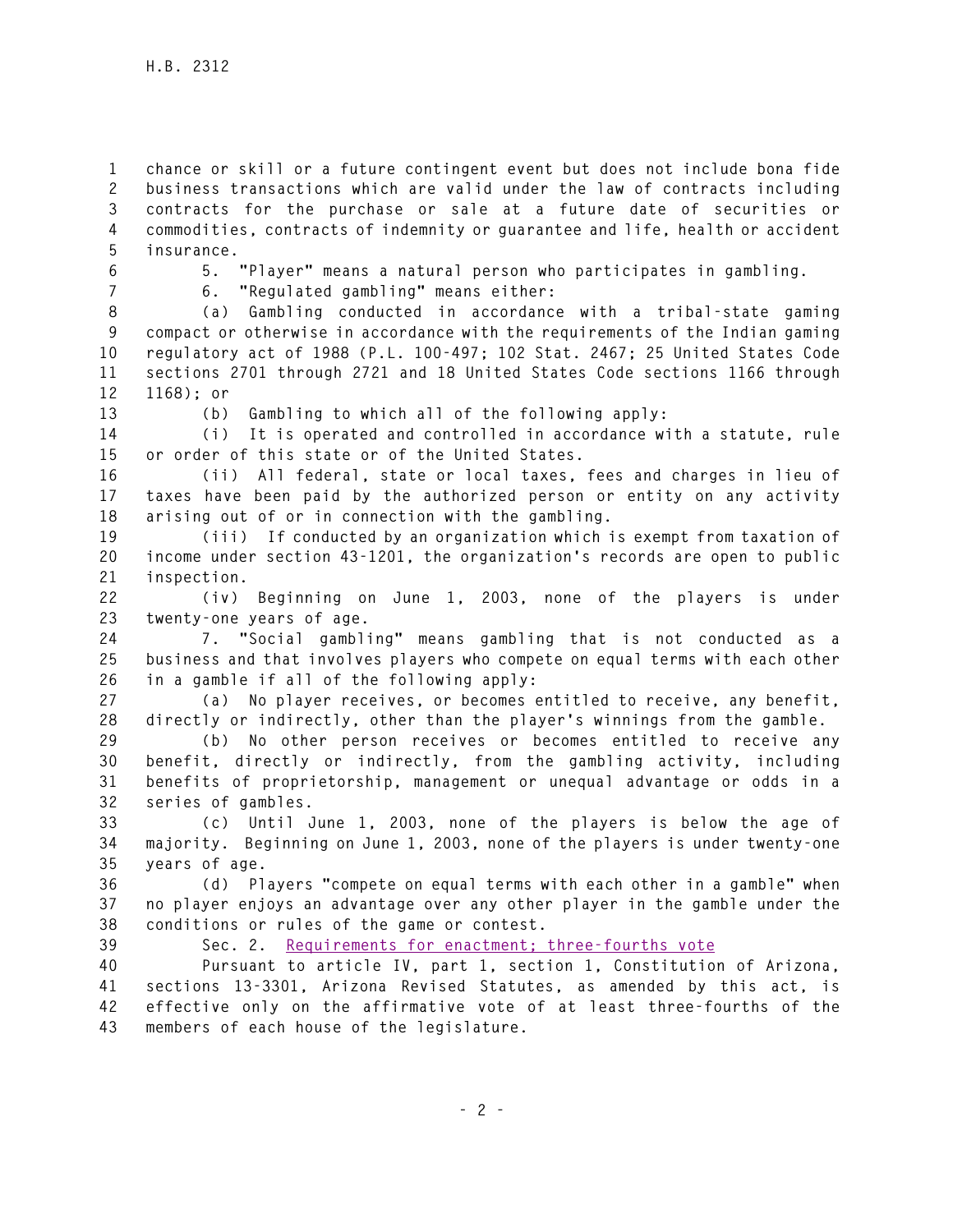chance or skill or a future contingent event but does not include bona fide business transactions which are valid under the law of contracts including contracts for the purchase or sale at a future date of securities or commodities, contracts of indemnity or guarantee and life, health or accident insurance.

5. "Player" means a natural person who participates in gambling.

6. "Regulated gambling" means either:

(a) Gambling conducted in accordance with a tribal-state gaming compact or otherwise in accordance with the requirements of the Indian gaming regulatory act of 1988 (P.L. 100-497; 102 Stat. 2467; 25 United States Code sections 2701 through 2721 and 18 United States Code sections 1166 through 1168); or

(b) Gambling to which all of the following apply:

(i) It is operated and controlled in accordance with a statute, rule or order of this state or of the United States.

(ii) All federal, state or local taxes, fees and charges in lieu of taxes have been paid by the authorized person or entity on any activity arising out of or in connection with the gambling.

(iii) If conducted by an organization which is exempt from taxation of income under section 43-1201, the organization's records are open to public inspection.

(iv) Beginning on June 1, 2003, none of the players is under twenty-one years of age.

7. "Social gambling" means gambling that is not conducted as a business and that involves players who compete on equal terms with each other in a gamble if all of the following apply:

(a) No player receives, or becomes entitled to receive, any benefit, directly or indirectly, other than the player's winnings from the gamble.

(b) No other person receives or becomes entitled to receive any benefit, directly or indirectly, from the gambling activity, including benefits of proprietorship, management or unequal advantage or odds in a series of gambles.

(c) Until June 1, 2003, none of the players is below the age of majority. Beginning on June 1, 2003, none of the players is under twenty-one years of age.

(d) Players "compete on equal terms with each other in a gamble" when no player enjoys an advantage over any other player in the gamble under the conditions or rules of the game or contest.

Sec. 2. Requirements for enactment; three-fourths vote

Pursuant to article IV, part 1, section 1, Constitution of Arizona, sections 13-3301, Arizona Revised Statutes, as amended by this act, is effective only on the affirmative vote of at least three-fourths of the members of each house of the legislature.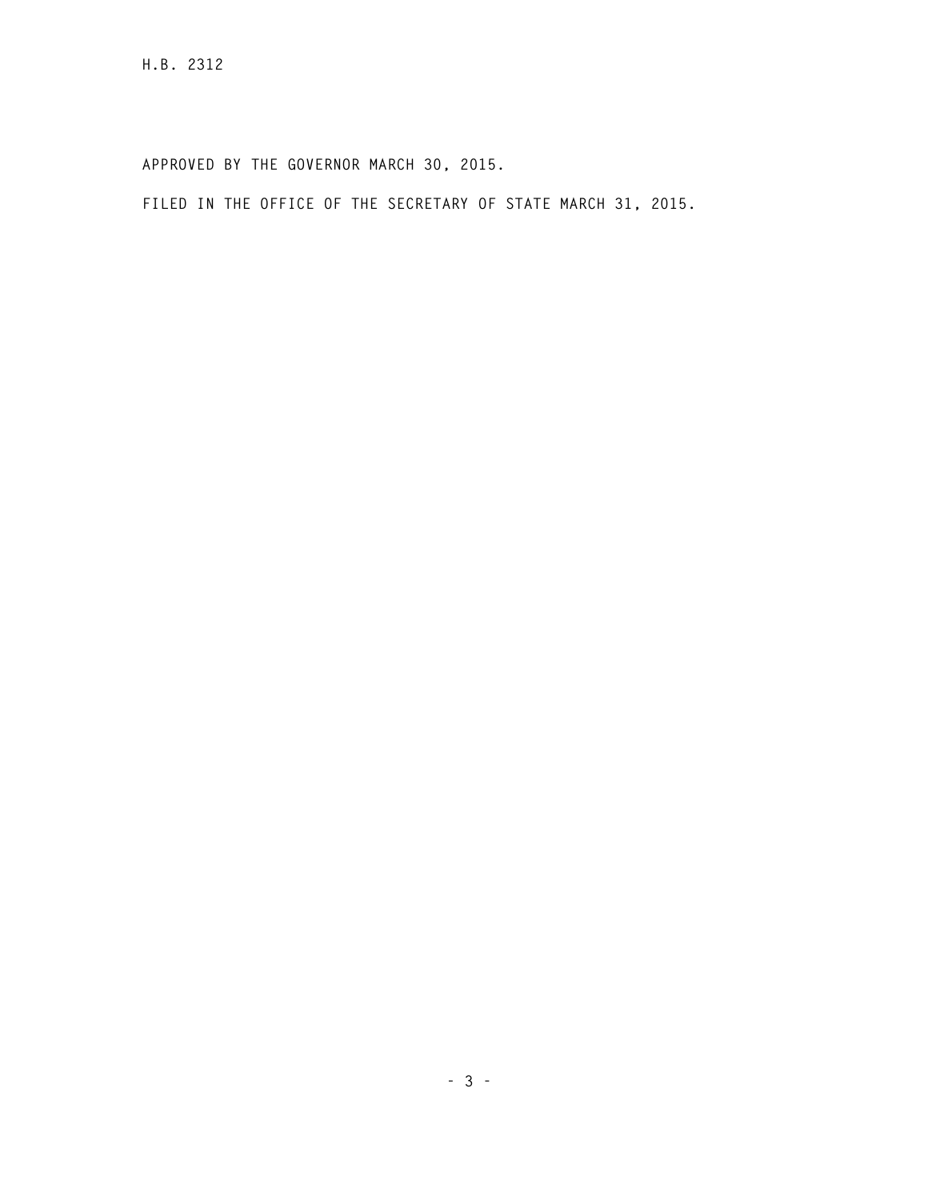APPROVED BY THE GOVERNOR MARCH 30, 2015.

FILED IN THE OFFICE OF THE SECRETARY OF STATE MARCH 31, 2015.